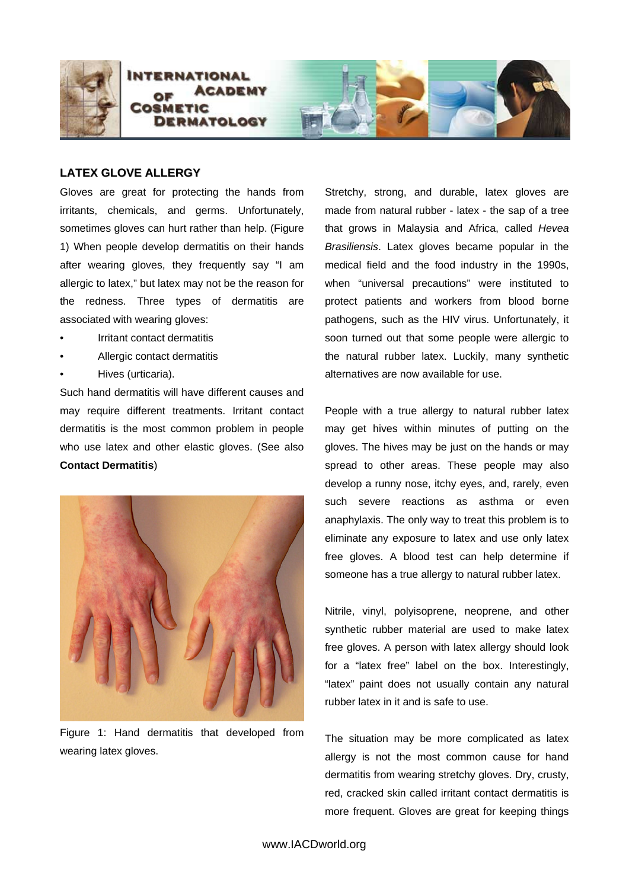## LATEX GLOVE ALLERGY

Gloves are great for protecting the hands from irritants, chemicals, and germs. Unfortunately, sometimes gloves can hurt rather than help. (Figure 1) When people develop dermatitis on their hands after wearing gloves, they frequently say "I am allergic to latex," but latex may not be the reason for the redness. Three types of dermatitis are associated with wearing gloves:

- Irritant contact dermatitis
- Allergic contact dermatitis
- Hives (urticaria).

Such hand dermatitis will have different causes and may require different treatments. Irritant contact dermatitis is the most common problem in people who use latex and other elastic gloves. (See also **Contact Dermatitis**)

Figure 1: Hand dermatitis that developed from wearing latex gloves.

Stretchy, strong, and durable, latex gloves are made from natural rubber - latex - the sap of a tree that grows in Malaysia and Africa, called *Hevea Brasiliensis*. Latex gloves became popular in the medical field and the food industry in the 1990s, when "universal precautions" were instituted to protect patients and workers from blood borne pathogens, such as the HIV virus. Unfortunately, it soon turned out that some people were allergic to the natural rubber latex. Luckily, many synthetic alternatives are now available for use.

People with a true allergy to natural rubber latex may get hives within minutes of putting on the gloves. The hives may be just on the hands or may spread to other areas. These people may also develop a runny nose, itchy eyes, and, rarely, even such severe reactions as asthma or even anaphylaxis. The only way to treat this problem is to eliminate any exposure to latex and use only latex free gloves. A blood test can help determine if someone has a true allergy to natural rubber latex.

Nitrile, vinyl, polyisoprene, neoprene, and other synthetic rubber material are used to make latex free gloves. A person with latex allergy should look for a "latex free" label on the box. Interestingly, "latex" paint does not usually contain any natural rubber latex in it and is safe to use.

The situation may be more complicated as latex allergy is not the most common cause for hand dermatitis from wearing stretchy gloves. Dry, crusty, red, cracked skin called irritant contact dermatitis is more frequent. Gloves are great for keeping things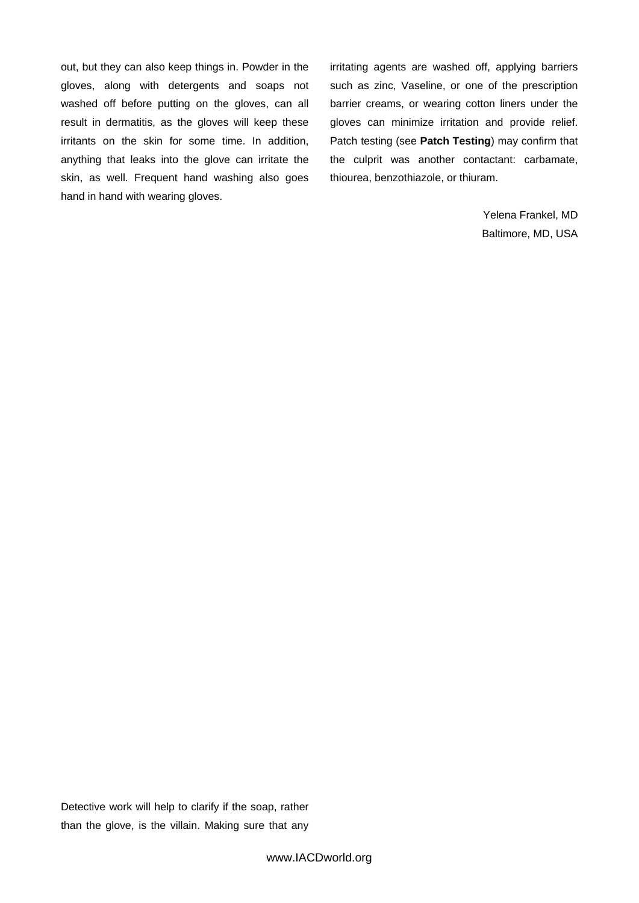out, but they can also keep things in. Powder in the gloves, along with detergents and soaps not washed off before putting on the gloves, can all result in dermatitis, as the gloves will keep these irritants on the skin for some time. In addition, anything that leaks into the glove can irritate the skin, as well. Frequent hand washing also goes hand in hand with wearing gloves.

Detective work will help to clarify if the soap, rather than the glove, is the villain. Making sure that any irritating agents are washed off, applying barriers such as zinc, Vaseline, or one of the prescription barrier creams, or wearing cotton liners under the gloves can minimize irritation and provide relief. Patch testing (see **Patch Testing**) may confirm that the culprit was another contactant: carbamate, thiourea, benzothiazole, or thiuram.

Yelena Frankel, MD
Baltimore, MD, USA

www.IACDworld.org